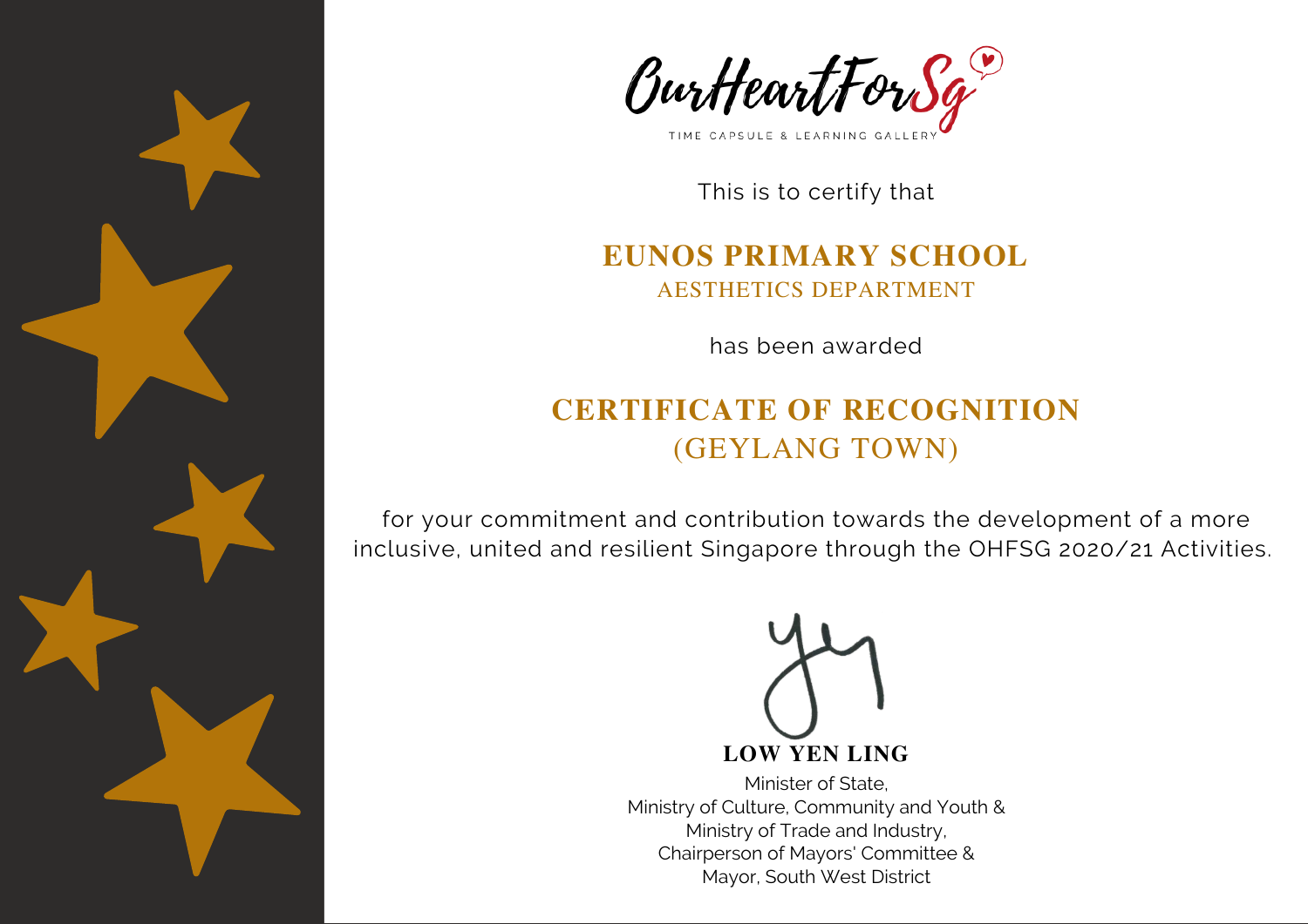OurHeartForSg

TIME CAPSULE & LEARNING GALLERY

This is to certify that

## EUNOS PRIMARY SCHOOL

AESTHETICS DEPARTMENT

has been awarded

# CERTIFICATE OF RECOGNITION

(GEYLANG TOWN)

for your commitment and contribution towards the development of a more inclusive, united and resilient Singapore through the OHFSG 2020/21 Activities.

**LOW YEN LING**

Minister of State,
Ministry of Culture, Community and Youth &
Ministry of Trade and Industry,
Chairperson of Mayors' Committee &
Mayor, South West District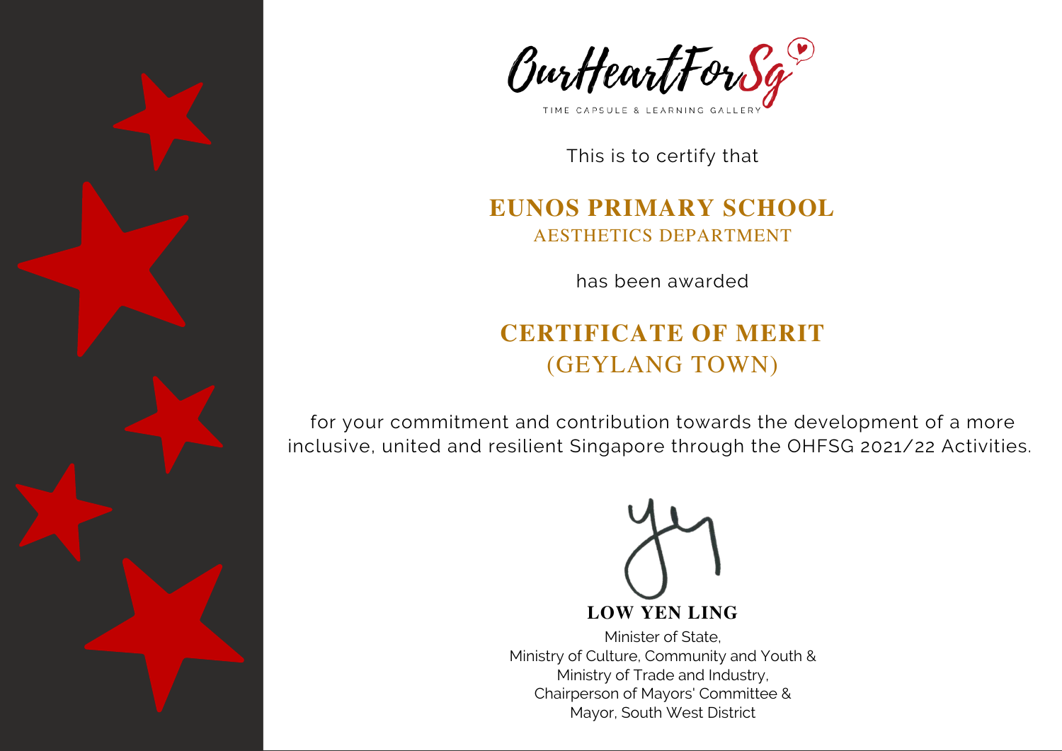OurHeartForSg

TIME CAPSULE & LEARNING GALLERY

This is to certify that

# EUNOS PRIMARY SCHOOL

AESTHETICS DEPARTMENT

has been awarded

# CERTIFICATE OF MERIT
(GEYLANG TOWN)

for your commitment and contribution towards the development of a more inclusive, united and resilient Singapore through the OHFSG 2021/22 Activities.

**LOW YEN LING**

Minister of State,
Ministry of Culture, Community and Youth &
Ministry of Trade and Industry,
Chairperson of Mayors' Committee &
Mayor, South West District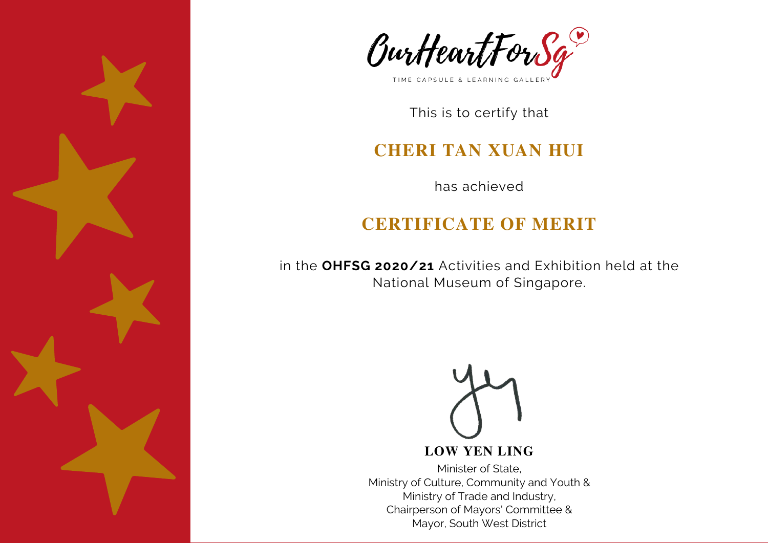OurHeartForSg

TIME CAPSULE & LEARNING GALLERY

This is to certify that

## CHERI TAN XUAN HUI

has achieved

## CERTIFICATE OF MERIT

in the **OHFSG 2020/21** Activities and Exhibition held at the National Museum of Singapore.

**LOW YEN LING**

Minister of State,
Ministry of Culture, Community and Youth &
Ministry of Trade and Industry,
Chairperson of Mayors' Committee &
Mayor, South West District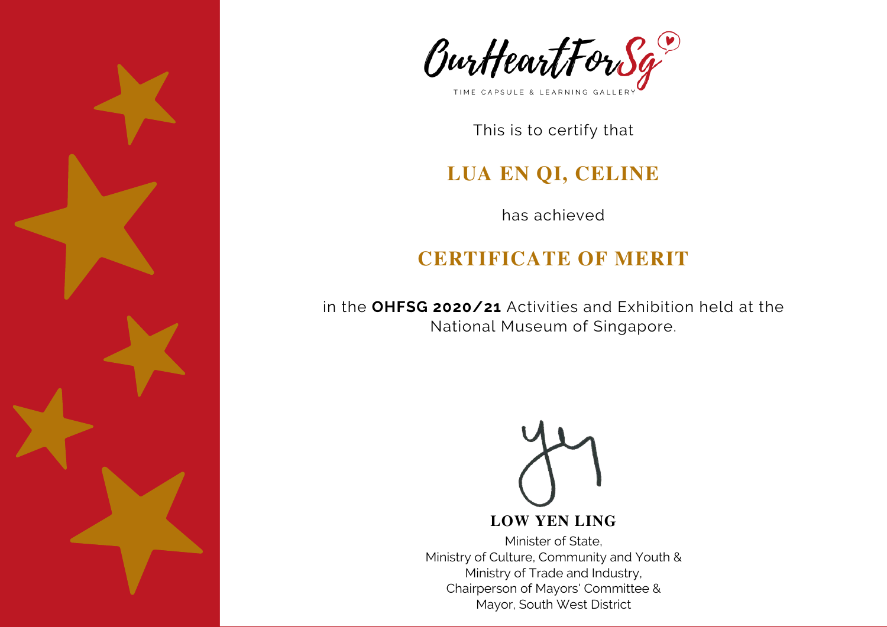OurHeartForSg

TIME CAPSULE & LEARNING GALLERY

This is to certify that

## LUA EN QI, CELINE

has achieved

## CERTIFICATE OF MERIT

in the **OHFSG 2020/21** Activities and Exhibition held at the National Museum of Singapore.

**LOW YEN LING**

Minister of State,
Ministry of Culture, Community and Youth &
Ministry of Trade and Industry,
Chairperson of Mayors' Committee &
Mayor, South West District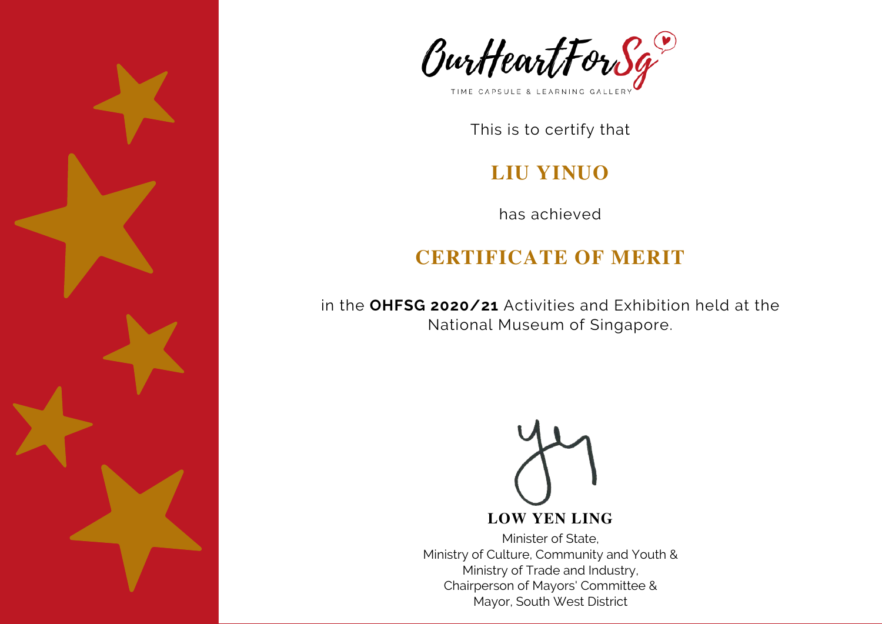OurHeartForSg

TIME CAPSULE & LEARNING GALLERY

This is to certify that

# LIU YINUO

has achieved

## CERTIFICATE OF MERIT

in the **OHFSG 2020/21** Activities and Exhibition held at the National Museum of Singapore.

**LOW YEN LING**

Minister of State,
Ministry of Culture, Community and Youth &
Ministry of Trade and Industry,
Chairperson of Mayors' Committee &
Mayor, South West District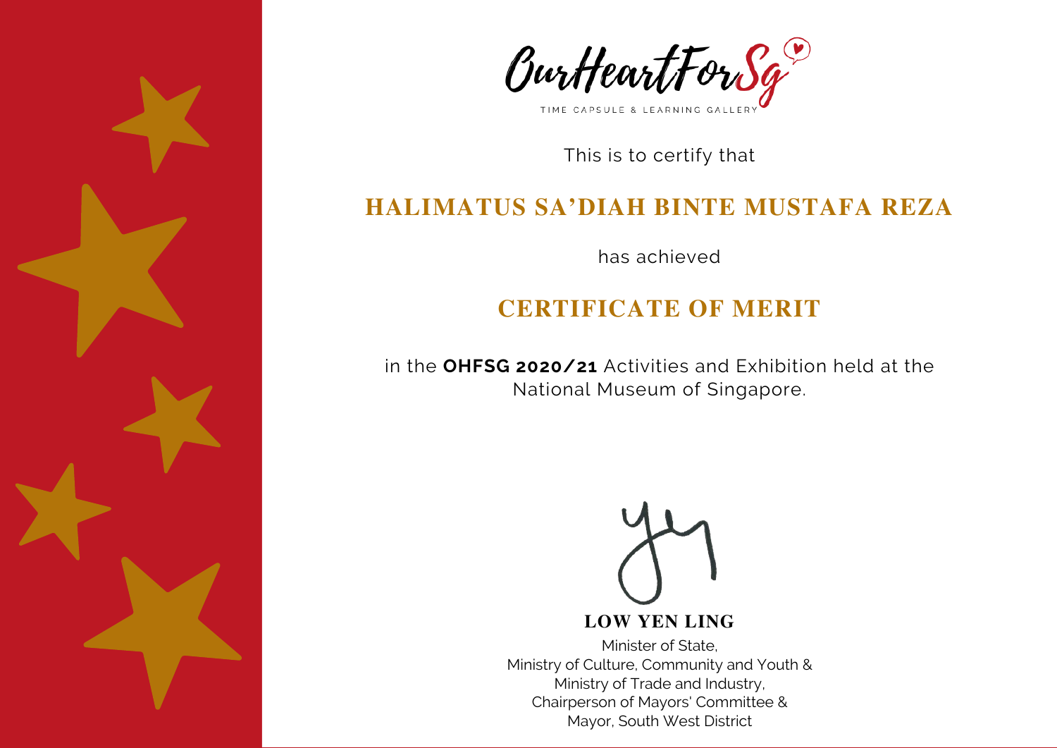OurHeartForSg

TIME CAPSULE & LEARNING GALLERY

This is to certify that

## HALIMATUS SA'DIAH BINTE MUSTAFA REZA

has achieved

## CERTIFICATE OF MERIT

in the **OHFSG 2020/21** Activities and Exhibition held at the National Museum of Singapore.

**LOW YEN LING**

Minister of State,
Ministry of Culture, Community and Youth &
Ministry of Trade and Industry,
Chairperson of Mayors' Committee &
Mayor, South West District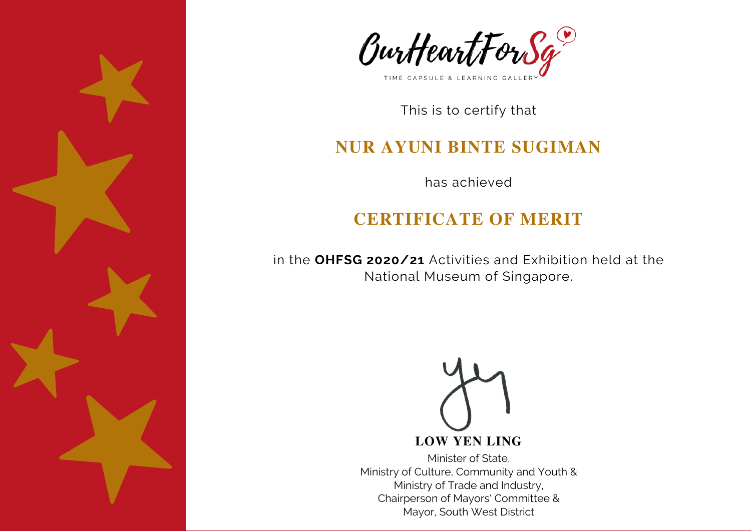OurHeartForSg

TIME CAPSULE & LEARNING GALLERY

This is to certify that

## NUR AYUNI BINTE SUGIMAN

has achieved

## CERTIFICATE OF MERIT

in the **OHFSG 2020/21** Activities and Exhibition held at the National Museum of Singapore.

**LOW YEN LING**

Minister of State,
Ministry of Culture, Community and Youth &
Ministry of Trade and Industry,
Chairperson of Mayors' Committee &
Mayor, South West District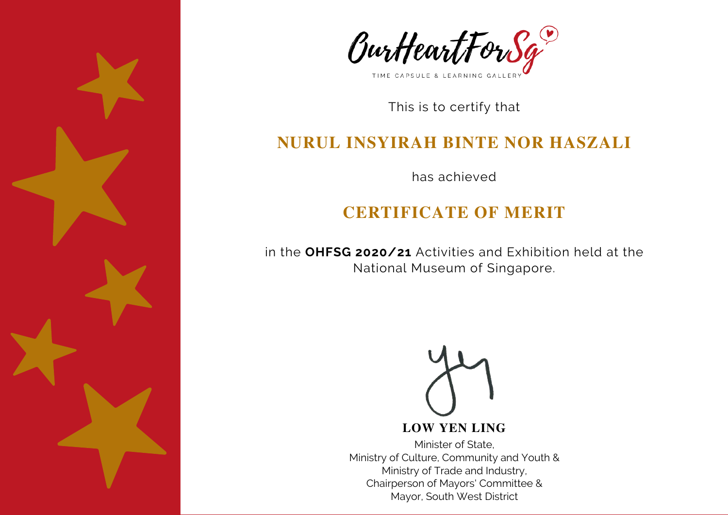OurHeartForSg

TIME CAPSULE & LEARNING GALLERY

This is to certify that

## NURUL INSYIRAH BINTE NOR HASZALI

has achieved

## CERTIFICATE OF MERIT

in the **OHFSG 2020/21** Activities and Exhibition held at the National Museum of Singapore.

**LOW YEN LING**

Minister of State,
Ministry of Culture, Community and Youth &
Ministry of Trade and Industry,
Chairperson of Mayors' Committee &
Mayor, South West District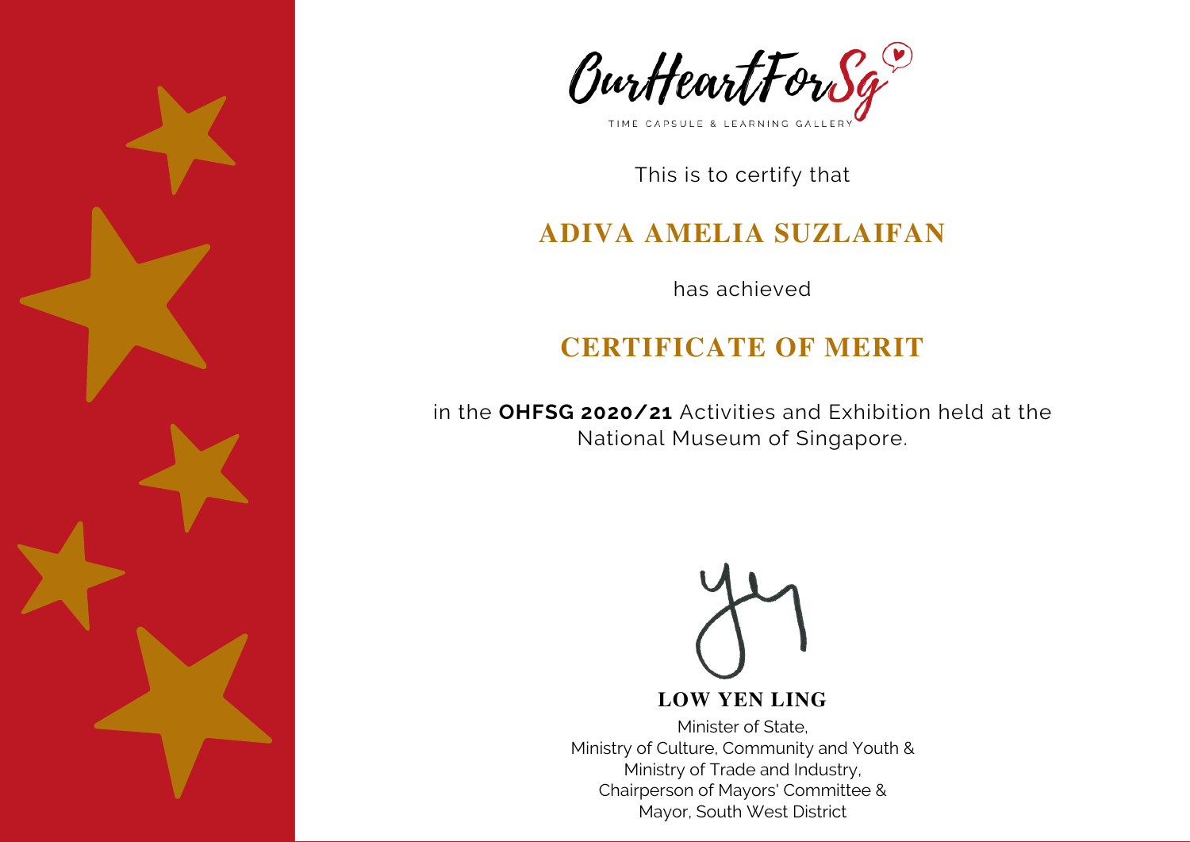OurHeartForSg

TIME CAPSULE & LEARNING GALLERY

This is to certify that

## ADIVA AMELIA SUZLAIFAN

has achieved

## CERTIFICATE OF MERIT

in the **OHFSG 2020/21** Activities and Exhibition held at the National Museum of Singapore.

**LOW YEN LING**

Minister of State,
Ministry of Culture, Community and Youth &
Ministry of Trade and Industry,
Chairperson of Mayors' Committee &
Mayor, South West District